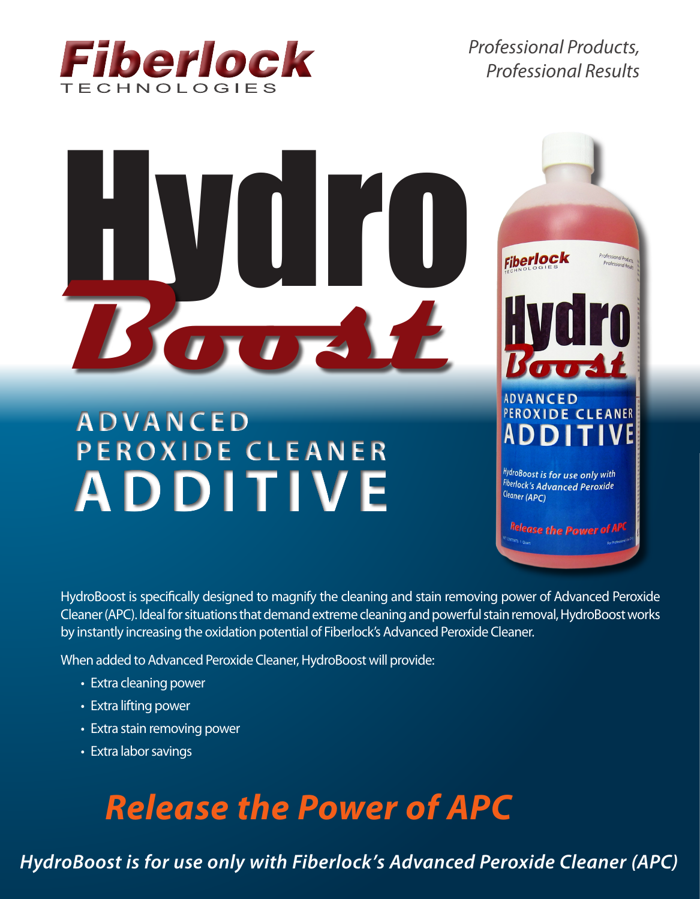**Fiberlock** TECHNOLOGIES

*Professional Products, Professional Results*

# Hydro *Boost*

## ADVANCED PEROXIDE CLEANER ADDITIVE

HydroBoost is specifically designed to magnify the cleaning and stain removing power of Advanced Peroxide Cleaner (APC). Ideal for situations that demand extreme cleaning and powerful stain removal, HydroBoost works by instantly increasing the oxidation potential of Fiberlock's Advanced Peroxide Cleaner.

When added to Advanced Peroxide Cleaner, HydroBoost will provide:

- Extra cleaning power
- Extra lifting power
- Extra stain removing power
- Extra labor savings

## *Release the Power of APC*

***HydroBoost is for use only with Fiberlock's Advanced Peroxide Cleaner (APC)***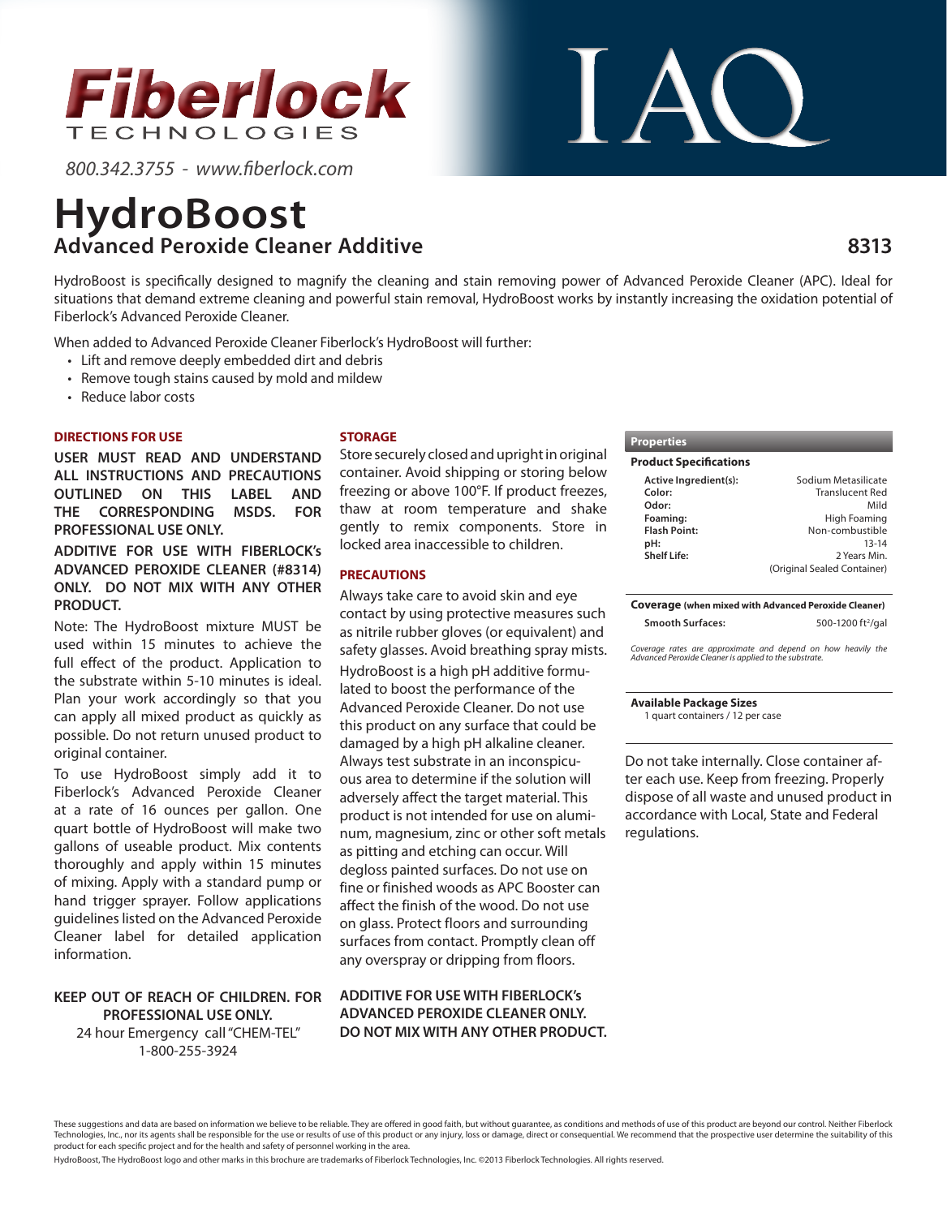# Fiberlock

TECHNOLOGIES

*800.342.3755 - www.fiberlock.com*

IAQ

# HydroBoost

## Advanced Peroxide Cleaner Additive

**8313**

HydroBoost is specifically designed to magnify the cleaning and stain removing power of Advanced Peroxide Cleaner (APC). Ideal for situations that demand extreme cleaning and powerful stain removal, HydroBoost works by instantly increasing the oxidation potential of Fiberlock's Advanced Peroxide Cleaner.

When added to Advanced Peroxide Cleaner Fiberlock's HydroBoost will further:

- Lift and remove deeply embedded dirt and debris
- Remove tough stains caused by mold and mildew
- Reduce labor costs

### DIRECTIONS FOR USE

**USER MUST READ AND UNDERSTAND ALL INSTRUCTIONS AND PRECAUTIONS OUTLINED ON THIS LABEL AND THE CORRESPONDING MSDS. FOR PROFESSIONAL USE ONLY.**

**ADDITIVE FOR USE WITH FIBERLOCK's ADVANCED PEROXIDE CLEANER (#8314) ONLY. DO NOT MIX WITH ANY OTHER PRODUCT.**

Note: The HydroBoost mixture MUST be used within 15 minutes to achieve the full effect of the product. Application to the substrate within 5-10 minutes is ideal. Plan your work accordingly so that you can apply all mixed product as quickly as possible. Do not return unused product to original container.

To use HydroBoost simply add it to Fiberlock's Advanced Peroxide Cleaner at a rate of 16 ounces per gallon. One quart bottle of HydroBoost will make two gallons of useable product. Mix contents thoroughly and apply within 15 minutes of mixing. Apply with a standard pump or hand trigger sprayer. Follow applications guidelines listed on the Advanced Peroxide Cleaner label for detailed application information.

**KEEP OUT OF REACH OF CHILDREN. FOR PROFESSIONAL USE ONLY.**

24 hour Emergency call "CHEM-TEL" 1-800-255-3924

### STORAGE

Store securely closed and upright in original container. Avoid shipping or storing below freezing or above 100°F. If product freezes, thaw at room temperature and shake gently to remix components. Store in locked area inaccessible to children.

### PRECAUTIONS

Always take care to avoid skin and eye contact by using protective measures such as nitrile rubber gloves (or equivalent) and safety glasses. Avoid breathing spray mists.

HydroBoost is a high pH additive formulated to boost the performance of the Advanced Peroxide Cleaner. Do not use this product on any surface that could be damaged by a high pH alkaline cleaner. Always test substrate in an inconspicuous area to determine if the solution will adversely affect the target material. This product is not intended for use on aluminum, magnesium, zinc or other soft metals as pitting and etching can occur. Will degloss painted surfaces. Do not use on fine or finished woods as APC Booster can affect the finish of the wood. Do not use on glass. Protect floors and surrounding surfaces from contact. Promptly clean off any overspray or dripping from floors.

**ADDITIVE FOR USE WITH FIBERLOCK's ADVANCED PEROXIDE CLEANER ONLY. DO NOT MIX WITH ANY OTHER PRODUCT.**

### Properties

**Product Specifications**

| | |
|---|---|
| **Active Ingredient(s):** | Sodium Metasilicate |
| **Color:** | Translucent Red |
| **Odor:** | Mild |
| **Foaming:** | High Foaming |
| **Flash Point:** | Non-combustible |
| **pH:** | 13-14 |
| **Shelf Life:** | 2 Years Min. (Original Sealed Container) |

**Coverage** (when mixed with Advanced Peroxide Cleaner)

| | |
|---|---|
| **Smooth Surfaces:** | 500-1200 ft²/gal |

*Coverage rates are approximate and depend on how heavily the Advanced Peroxide Cleaner is applied to the substrate.*

**Available Package Sizes**

1 quart containers / 12 per case

Do not take internally. Close container after each use. Keep from freezing. Properly dispose of all waste and unused product in accordance with Local, State and Federal regulations.

These suggestions and data are based on information we believe to be reliable. They are offered in good faith, but without guarantee, as conditions and methods of use of this product are beyond our control. Neither Fiberlock Technologies, Inc., nor its agents shall be responsible for the use or results of use of this product or any injury, loss or damage, direct or consequential. We recommend that the prospective user determine the suitability of this product for each specific project and for the health and safety of personnel working in the area.

HydroBoost, The HydroBoost logo and other marks in this brochure are trademarks of Fiberlock Technologies, Inc. ©2013 Fiberlock Technologies. All rights reserved.